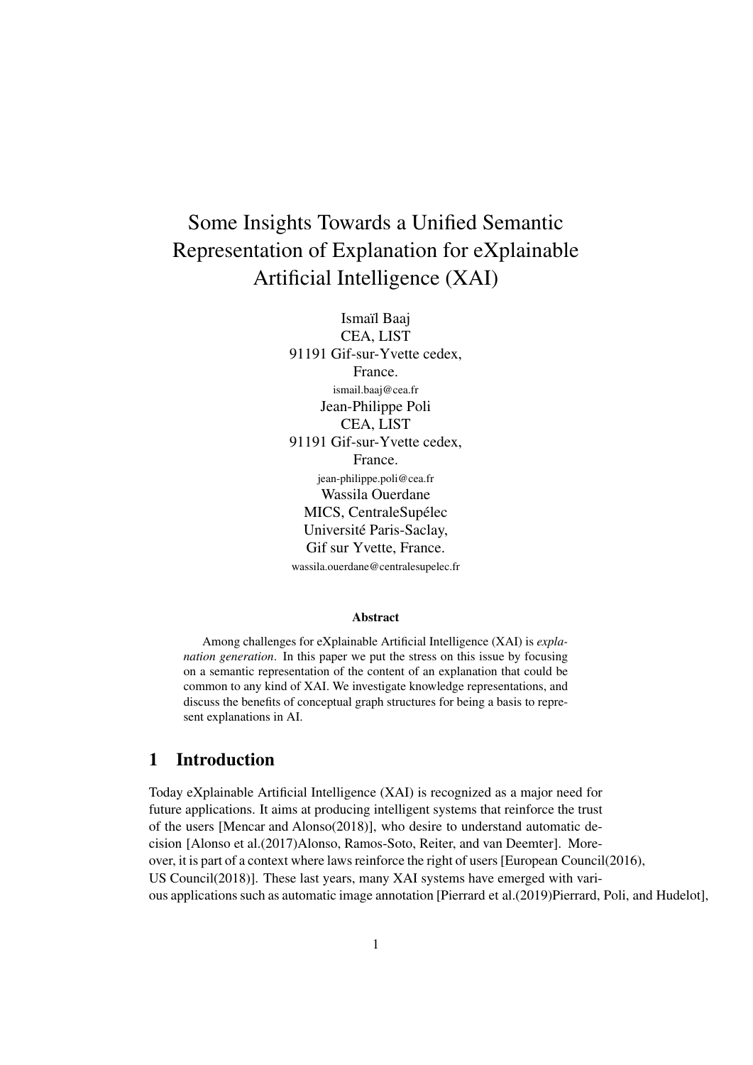# Some Insights Towards a Unified Semantic Representation of Explanation for eXplainable Artificial Intelligence (XAI)

Ismaïl Baaj
CEA, LIST
91191 Gif-sur-Yvette cedex,
France.
ismail.baaj@cea.fr

Jean-Philippe Poli
CEA, LIST
91191 Gif-sur-Yvette cedex,
France.
jean-philippe.poli@cea.fr

Wassila Ouerdane
MICS, CentraleSupélec
Université Paris-Saclay,
Gif sur Yvette, France.
wassila.ouerdane@centralesupelec.fr

**Abstract**

Among challenges for eXplainable Artificial Intelligence (XAI) is *explanation generation*. In this paper we put the stress on this issue by focusing on a semantic representation of the content of an explanation that could be common to any kind of XAI. We investigate knowledge representations, and discuss the benefits of conceptual graph structures for being a basis to represent explanations in AI.

## 1 Introduction

Today eXplainable Artificial Intelligence (XAI) is recognized as a major need for future applications. It aims at producing intelligent systems that reinforce the trust of the users [Mencar and Alonso(2018)], who desire to understand automatic decision [Alonso et al.(2017)Alonso, Ramos-Soto, Reiter, and van Deemter]. Moreover, it is part of a context where laws reinforce the right of users [European Council(2016), US Council(2018)]. These last years, many XAI systems have emerged with various applications such as automatic image annotation [Pierrard et al.(2019)Pierrard, Poli, and Hudelot],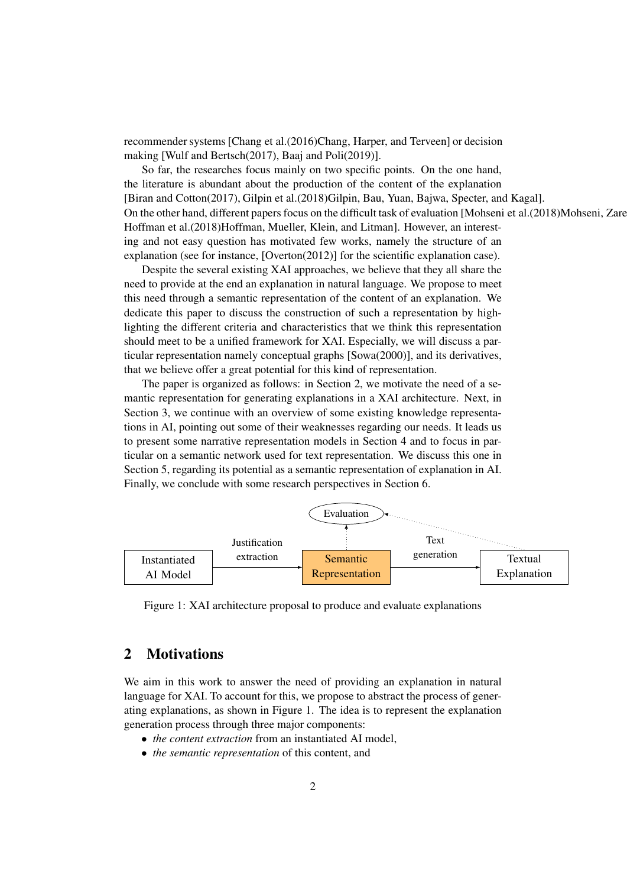recommender systems [Chang et al.(2016)Chang, Harper, and Terveen] or decision making [Wulf and Bertsch(2017), Baaj and Poli(2019)].

So far, the researches focus mainly on two specific points. On the one hand, the literature is abundant about the production of the content of the explanation [Biran and Cotton(2017), Gilpin et al.(2018)Gilpin, Bau, Yuan, Bajwa, Specter, and Kagal]. On the other hand, different papers focus on the difficult task of evaluation [Mohseni et al.(2018)Mohseni, Zare Hoffman et al.(2018)Hoffman, Mueller, Klein, and Litman]. However, an interesting and not easy question has motivated few works, namely the structure of an explanation (see for instance, [Overton(2012)] for the scientific explanation case).

Despite the several existing XAI approaches, we believe that they all share the need to provide at the end an explanation in natural language. We propose to meet this need through a semantic representation of the content of an explanation. We dedicate this paper to discuss the construction of such a representation by highlighting the different criteria and characteristics that we think this representation should meet to be a unified framework for XAI. Especially, we will discuss a particular representation namely conceptual graphs [Sowa(2000)], and its derivatives, that we believe offer a great potential for this kind of representation.

The paper is organized as follows: in Section 2, we motivate the need of a semantic representation for generating explanations in a XAI architecture. Next, in Section 3, we continue with an overview of some existing knowledge representations in AI, pointing out some of their weaknesses regarding our needs. It leads us to present some narrative representation models in Section 4 and to focus in particular on a semantic network used for text representation. We discuss this one in Section 5, regarding its potential as a semantic representation of explanation in AI. Finally, we conclude with some research perspectives in Section 6.

Evaluation

Instantiated AI Model → Justification extraction → Semantic Representation → Text generation → Textual Explanation

Figure 1: XAI architecture proposal to produce and evaluate explanations

## 2 Motivations

We aim in this work to answer the need of providing an explanation in natural language for XAI. To account for this, we propose to abstract the process of generating explanations, as shown in Figure 1. The idea is to represent the explanation generation process through three major components:

- *the content extraction* from an instantiated AI model,
- *the semantic representation* of this content, and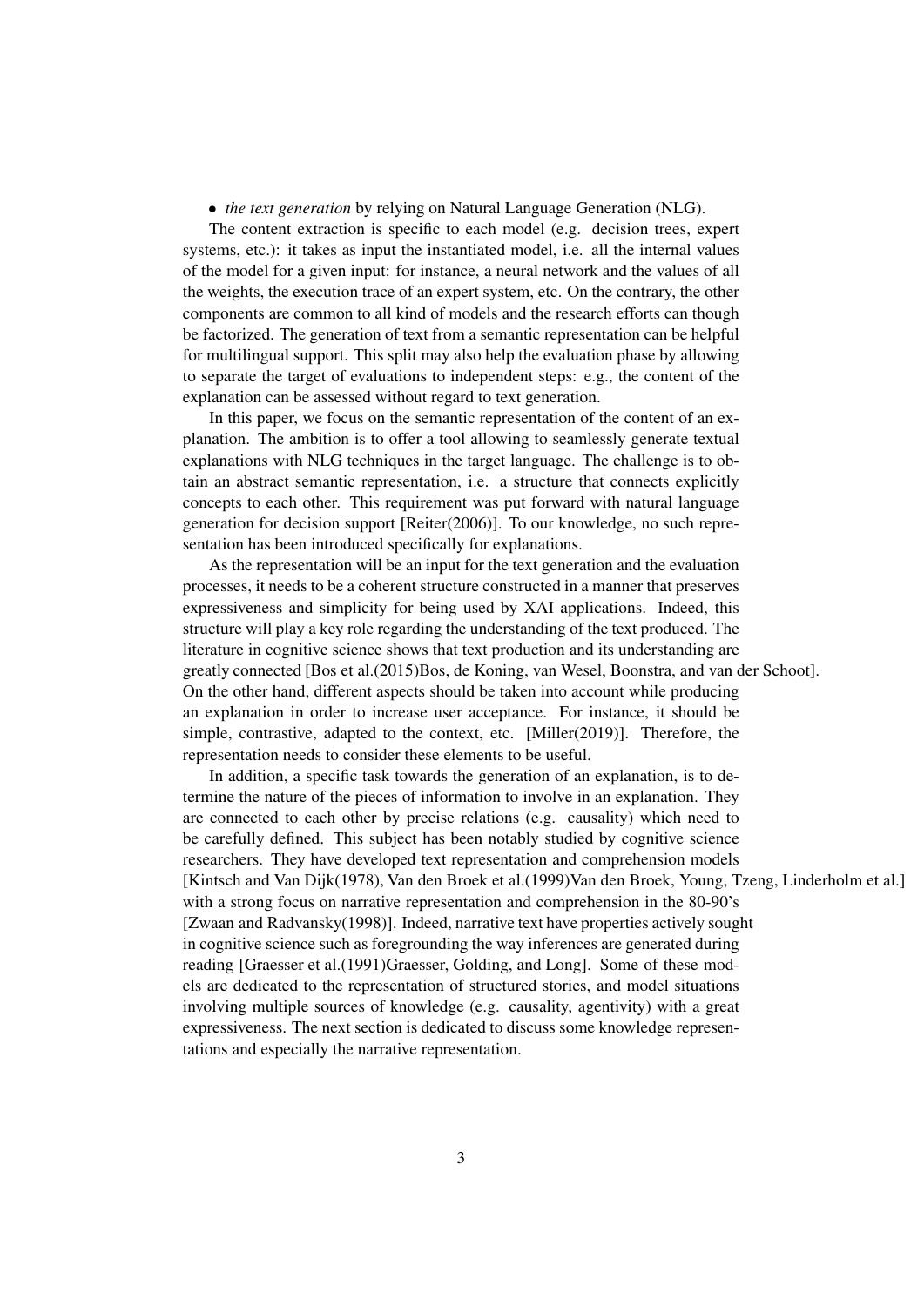- *the text generation* by relying on Natural Language Generation (NLG).

The content extraction is specific to each model (e.g. decision trees, expert systems, etc.): it takes as input the instantiated model, i.e. all the internal values of the model for a given input: for instance, a neural network and the values of all the weights, the execution trace of an expert system, etc. On the contrary, the other components are common to all kind of models and the research efforts can though be factorized. The generation of text from a semantic representation can be helpful for multilingual support. This split may also help the evaluation phase by allowing to separate the target of evaluations to independent steps: e.g., the content of the explanation can be assessed without regard to text generation.

In this paper, we focus on the semantic representation of the content of an explanation. The ambition is to offer a tool allowing to seamlessly generate textual explanations with NLG techniques in the target language. The challenge is to obtain an abstract semantic representation, i.e. a structure that connects explicitly concepts to each other. This requirement was put forward with natural language generation for decision support [Reiter(2006)]. To our knowledge, no such representation has been introduced specifically for explanations.

As the representation will be an input for the text generation and the evaluation processes, it needs to be a coherent structure constructed in a manner that preserves expressiveness and simplicity for being used by XAI applications. Indeed, this structure will play a key role regarding the understanding of the text produced. The literature in cognitive science shows that text production and its understanding are greatly connected [Bos et al.(2015)Bos, de Koning, van Wesel, Boonstra, and van der Schoot]. On the other hand, different aspects should be taken into account while producing an explanation in order to increase user acceptance. For instance, it should be simple, contrastive, adapted to the context, etc. [Miller(2019)]. Therefore, the representation needs to consider these elements to be useful.

In addition, a specific task towards the generation of an explanation, is to determine the nature of the pieces of information to involve in an explanation. They are connected to each other by precise relations (e.g. causality) which need to be carefully defined. This subject has been notably studied by cognitive science researchers. They have developed text representation and comprehension models [Kintsch and Van Dijk(1978), Van den Broek et al.(1999)Van den Broek, Young, Tzeng, Linderholm et al.] with a strong focus on narrative representation and comprehension in the 80-90's [Zwaan and Radvansky(1998)]. Indeed, narrative text have properties actively sought in cognitive science such as foregrounding the way inferences are generated during reading [Graesser et al.(1991)Graesser, Golding, and Long]. Some of these models are dedicated to the representation of structured stories, and model situations involving multiple sources of knowledge (e.g. causality, agentivity) with a great expressiveness. The next section is dedicated to discuss some knowledge representations and especially the narrative representation.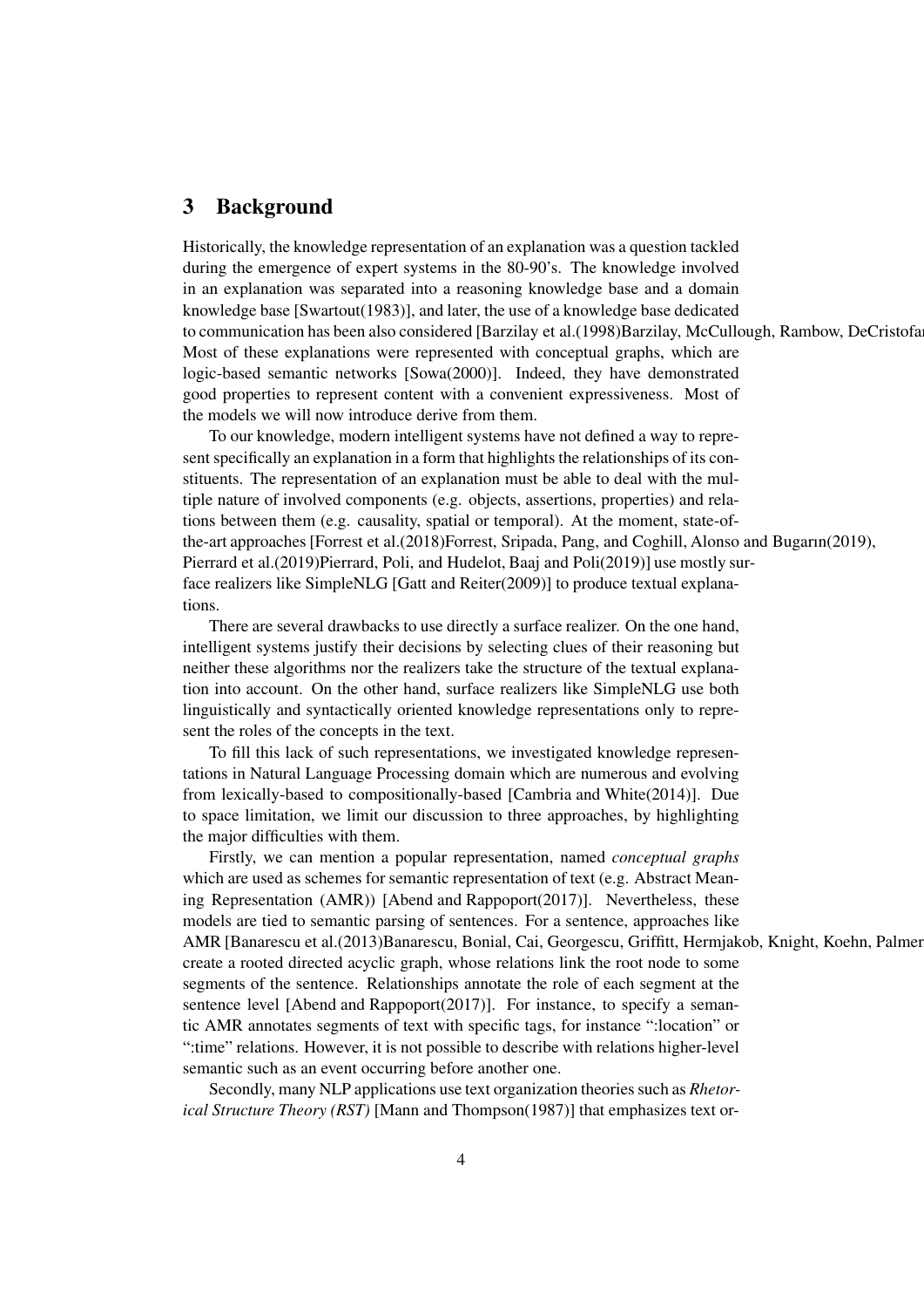## 3 Background

Historically, the knowledge representation of an explanation was a question tackled during the emergence of expert systems in the 80-90's. The knowledge involved in an explanation was separated into a reasoning knowledge base and a domain knowledge base [Swartout(1983)], and later, the use of a knowledge base dedicated to communication has been also considered [Barzilay et al.(1998)Barzilay, McCullough, Rambow, DeCristofar
Most of these explanations were represented with conceptual graphs, which are logic-based semantic networks [Sowa(2000)]. Indeed, they have demonstrated good properties to represent content with a convenient expressiveness. Most of the models we will now introduce derive from them.

To our knowledge, modern intelligent systems have not defined a way to represent specifically an explanation in a form that highlights the relationships of its constituents. The representation of an explanation must be able to deal with the multiple nature of involved components (e.g. objects, assertions, properties) and relations between them (e.g. causality, spatial or temporal). At the moment, state-of-the-art approaches [Forrest et al.(2018)Forrest, Sripada, Pang, and Coghill, Alonso and Bugarın(2019), Pierrard et al.(2019)Pierrard, Poli, and Hudelot, Baaj and Poli(2019)] use mostly surface realizers like SimpleNLG [Gatt and Reiter(2009)] to produce textual explanations.

There are several drawbacks to use directly a surface realizer. On the one hand, intelligent systems justify their decisions by selecting clues of their reasoning but neither these algorithms nor the realizers take the structure of the textual explanation into account. On the other hand, surface realizers like SimpleNLG use both linguistically and syntactically oriented knowledge representations only to represent the roles of the concepts in the text.

To fill this lack of such representations, we investigated knowledge representations in Natural Language Processing domain which are numerous and evolving from lexically-based to compositionally-based [Cambria and White(2014)]. Due to space limitation, we limit our discussion to three approaches, by highlighting the major difficulties with them.

Firstly, we can mention a popular representation, named *conceptual graphs* which are used as schemes for semantic representation of text (e.g. Abstract Meaning Representation (AMR)) [Abend and Rappoport(2017)]. Nevertheless, these models are tied to semantic parsing of sentences. For a sentence, approaches like AMR [Banarescu et al.(2013)Banarescu, Bonial, Cai, Georgescu, Griffitt, Hermjakob, Knight, Koehn, Palmer
create a rooted directed acyclic graph, whose relations link the root node to some segments of the sentence. Relationships annotate the role of each segment at the sentence level [Abend and Rappoport(2017)]. For instance, to specify a semantic AMR annotates segments of text with specific tags, for instance ":location" or ":time" relations. However, it is not possible to describe with relations higher-level semantic such as an event occurring before another one.

Secondly, many NLP applications use text organization theories such as *Rhetorical Structure Theory (RST)* [Mann and Thompson(1987)] that emphasizes text or-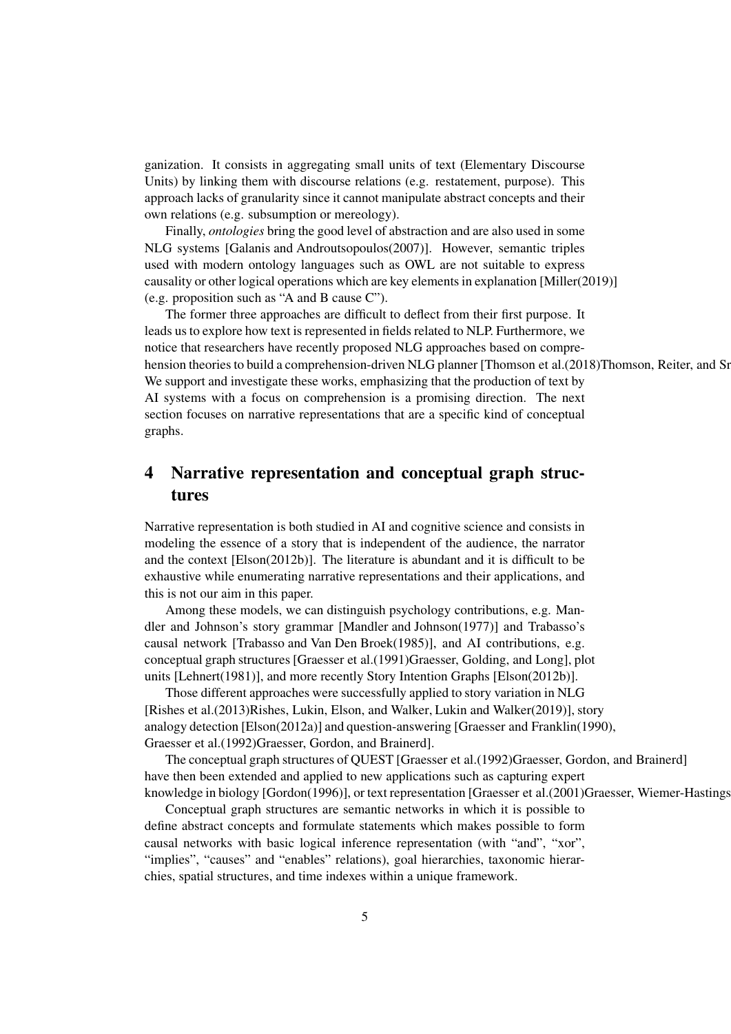ganization. It consists in aggregating small units of text (Elementary Discourse Units) by linking them with discourse relations (e.g. restatement, purpose). This approach lacks of granularity since it cannot manipulate abstract concepts and their own relations (e.g. subsumption or mereology).

Finally, *ontologies* bring the good level of abstraction and are also used in some NLG systems [Galanis and Androutsopoulos(2007)]. However, semantic triples used with modern ontology languages such as OWL are not suitable to express causality or other logical operations which are key elements in explanation [Miller(2019)] (e.g. proposition such as "A and B cause C").

The former three approaches are difficult to deflect from their first purpose. It leads us to explore how text is represented in fields related to NLP. Furthermore, we notice that researchers have recently proposed NLG approaches based on comprehension theories to build a comprehension-driven NLG planner [Thomson et al.(2018)Thomson, Reiter, and Sr We support and investigate these works, emphasizing that the production of text by AI systems with a focus on comprehension is a promising direction. The next section focuses on narrative representations that are a specific kind of conceptual graphs.

# 4 Narrative representation and conceptual graph structures

Narrative representation is both studied in AI and cognitive science and consists in modeling the essence of a story that is independent of the audience, the narrator and the context [Elson(2012b)]. The literature is abundant and it is difficult to be exhaustive while enumerating narrative representations and their applications, and this is not our aim in this paper.

Among these models, we can distinguish psychology contributions, e.g. Mandler and Johnson's story grammar [Mandler and Johnson(1977)] and Trabasso's causal network [Trabasso and Van Den Broek(1985)], and AI contributions, e.g. conceptual graph structures [Graesser et al.(1991)Graesser, Golding, and Long], plot units [Lehnert(1981)], and more recently Story Intention Graphs [Elson(2012b)].

Those different approaches were successfully applied to story variation in NLG [Rishes et al.(2013)Rishes, Lukin, Elson, and Walker, Lukin and Walker(2019)], story analogy detection [Elson(2012a)] and question-answering [Graesser and Franklin(1990), Graesser et al.(1992)Graesser, Gordon, and Brainerd].

The conceptual graph structures of QUEST [Graesser et al.(1992)Graesser, Gordon, and Brainerd] have then been extended and applied to new applications such as capturing expert knowledge in biology [Gordon(1996)], or text representation [Graesser et al.(2001)Graesser, Wiemer-Hastings

Conceptual graph structures are semantic networks in which it is possible to define abstract concepts and formulate statements which makes possible to form causal networks with basic logical inference representation (with "and", "xor", "implies", "causes" and "enables" relations), goal hierarchies, taxonomic hierarchies, spatial structures, and time indexes within a unique framework.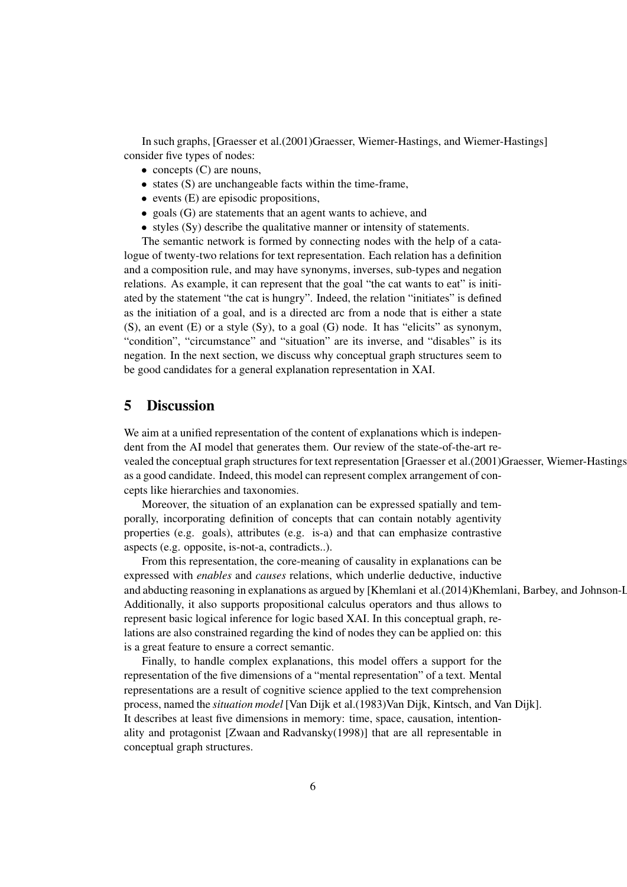In such graphs, [Graesser et al.(2001)Graesser, Wiemer-Hastings, and Wiemer-Hastings] consider five types of nodes:

- concepts (C) are nouns,
- states (S) are unchangeable facts within the time-frame,
- events (E) are episodic propositions,
- goals (G) are statements that an agent wants to achieve, and
- styles (Sy) describe the qualitative manner or intensity of statements.

The semantic network is formed by connecting nodes with the help of a catalogue of twenty-two relations for text representation. Each relation has a definition and a composition rule, and may have synonyms, inverses, sub-types and negation relations. As example, it can represent that the goal "the cat wants to eat" is initiated by the statement "the cat is hungry". Indeed, the relation "initiates" is defined as the initiation of a goal, and is a directed arc from a node that is either a state (S), an event (E) or a style (Sy), to a goal (G) node. It has "elicits" as synonym, "condition", "circumstance" and "situation" are its inverse, and "disables" is its negation. In the next section, we discuss why conceptual graph structures seem to be good candidates for a general explanation representation in XAI.

## 5 Discussion

We aim at a unified representation of the content of explanations which is independent from the AI model that generates them. Our review of the state-of-the-art revealed the conceptual graph structures for text representation [Graesser et al.(2001)Graesser, Wiemer-Hastings as a good candidate. Indeed, this model can represent complex arrangement of concepts like hierarchies and taxonomies.

Moreover, the situation of an explanation can be expressed spatially and temporally, incorporating definition of concepts that can contain notably agentivity properties (e.g. goals), attributes (e.g. is-a) and that can emphasize contrastive aspects (e.g. opposite, is-not-a, contradicts..).

From this representation, the core-meaning of causality in explanations can be expressed with *enables* and *causes* relations, which underlie deductive, inductive and abducting reasoning in explanations as argued by [Khemlani et al.(2014)Khemlani, Barbey, and Johnson-L Additionally, it also supports propositional calculus operators and thus allows to represent basic logical inference for logic based XAI. In this conceptual graph, relations are also constrained regarding the kind of nodes they can be applied on: this is a great feature to ensure a correct semantic.

Finally, to handle complex explanations, this model offers a support for the representation of the five dimensions of a "mental representation" of a text. Mental representations are a result of cognitive science applied to the text comprehension process, named the *situation model* [Van Dijk et al.(1983)Van Dijk, Kintsch, and Van Dijk]. It describes at least five dimensions in memory: time, space, causation, intentionality and protagonist [Zwaan and Radvansky(1998)] that are all representable in conceptual graph structures.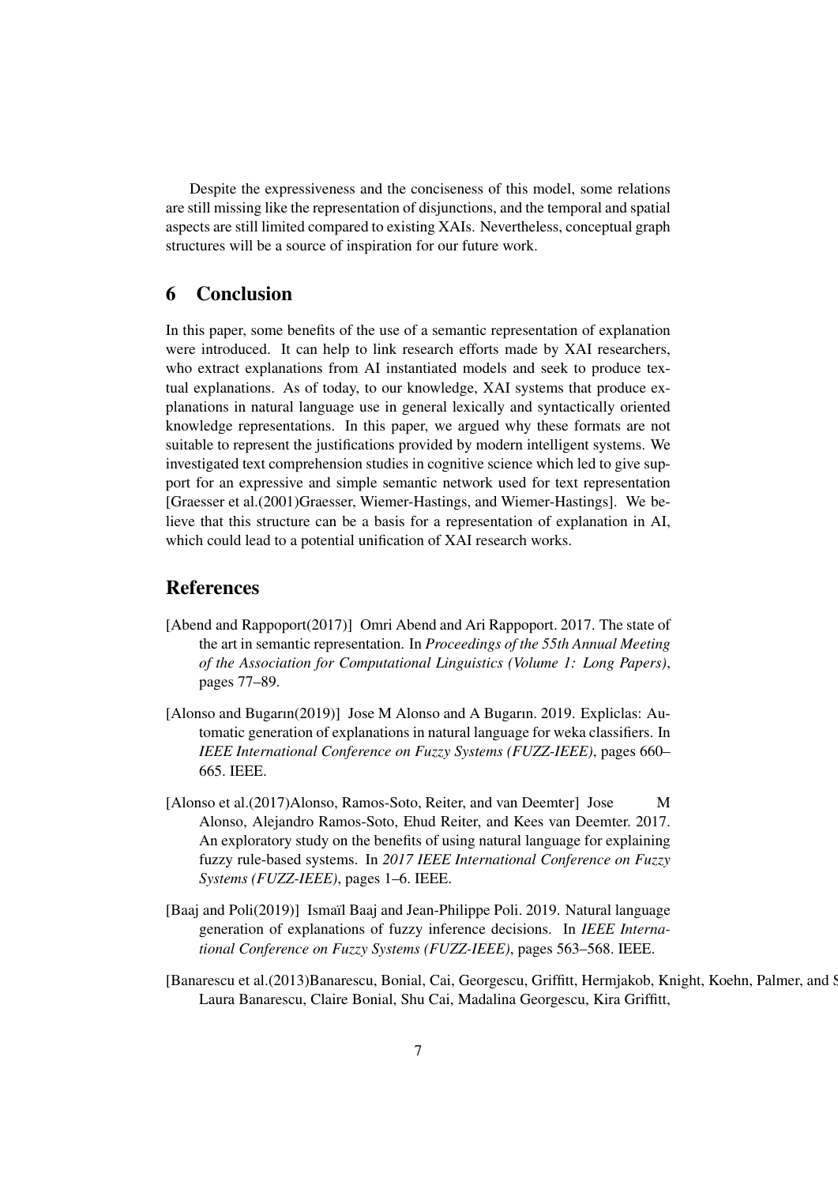Despite the expressiveness and the conciseness of this model, some relations are still missing like the representation of disjunctions, and the temporal and spatial aspects are still limited compared to existing XAIs. Nevertheless, conceptual graph structures will be a source of inspiration for our future work.

## 6 Conclusion

In this paper, some benefits of the use of a semantic representation of explanation were introduced. It can help to link research efforts made by XAI researchers, who extract explanations from AI instantiated models and seek to produce textual explanations. As of today, to our knowledge, XAI systems that produce explanations in natural language use in general lexically and syntactically oriented knowledge representations. In this paper, we argued why these formats are not suitable to represent the justifications provided by modern intelligent systems. We investigated text comprehension studies in cognitive science which led to give support for an expressive and simple semantic network used for text representation [Graesser et al.(2001)Graesser, Wiemer-Hastings, and Wiemer-Hastings]. We believe that this structure can be a basis for a representation of explanation in AI, which could lead to a potential unification of XAI research works.

## References

[Abend and Rappoport(2017)] Omri Abend and Ari Rappoport. 2017. The state of the art in semantic representation. In *Proceedings of the 55th Annual Meeting of the Association for Computational Linguistics (Volume 1: Long Papers)*, pages 77–89.

[Alonso and Bugarın(2019)] Jose M Alonso and A Bugarın. 2019. Expliclas: Automatic generation of explanations in natural language for weka classifiers. In *IEEE International Conference on Fuzzy Systems (FUZZ-IEEE)*, pages 660–665. IEEE.

[Alonso et al.(2017)Alonso, Ramos-Soto, Reiter, and van Deemter] Jose M Alonso, Alejandro Ramos-Soto, Ehud Reiter, and Kees van Deemter. 2017. An exploratory study on the benefits of using natural language for explaining fuzzy rule-based systems. In *2017 IEEE International Conference on Fuzzy Systems (FUZZ-IEEE)*, pages 1–6. IEEE.

[Baaj and Poli(2019)] Ismaïl Baaj and Jean-Philippe Poli. 2019. Natural language generation of explanations of fuzzy inference decisions. In *IEEE International Conference on Fuzzy Systems (FUZZ-IEEE)*, pages 563–568. IEEE.

[Banarescu et al.(2013)Banarescu, Bonial, Cai, Georgescu, Griffitt, Hermjakob, Knight, Koehn, Palmer, and S Laura Banarescu, Claire Bonial, Shu Cai, Madalina Georgescu, Kira Griffitt,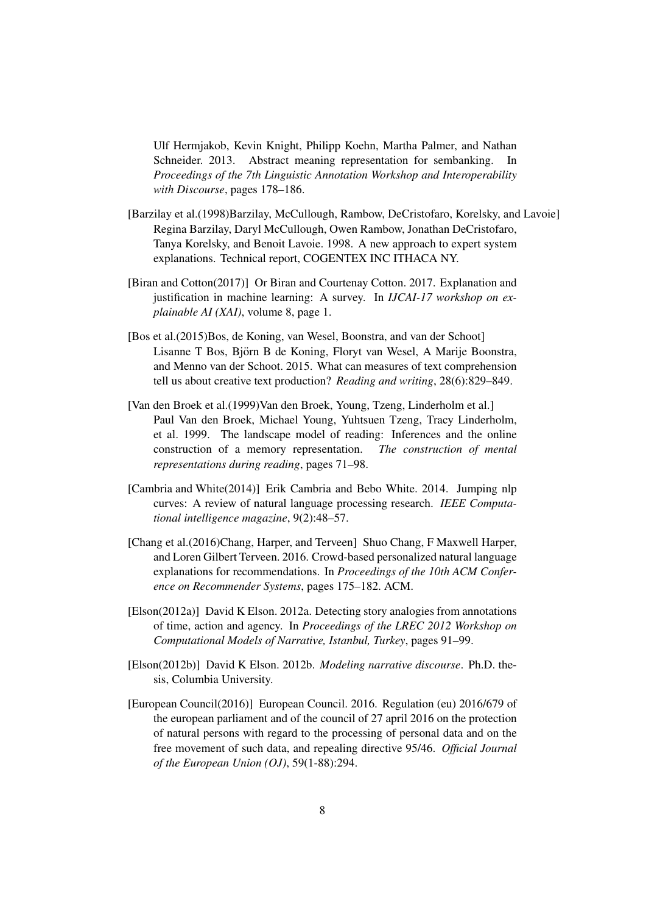Ulf Hermjakob, Kevin Knight, Philipp Koehn, Martha Palmer, and Nathan Schneider. 2013. Abstract meaning representation for sembanking. In *Proceedings of the 7th Linguistic Annotation Workshop and Interoperability with Discourse*, pages 178–186.

[Barzilay et al.(1998)Barzilay, McCullough, Rambow, DeCristofaro, Korelsky, and Lavoie] Regina Barzilay, Daryl McCullough, Owen Rambow, Jonathan DeCristofaro, Tanya Korelsky, and Benoit Lavoie. 1998. A new approach to expert system explanations. Technical report, COGENTEX INC ITHACA NY.

[Biran and Cotton(2017)] Or Biran and Courtenay Cotton. 2017. Explanation and justification in machine learning: A survey. In *IJCAI-17 workshop on explainable AI (XAI)*, volume 8, page 1.

[Bos et al.(2015)Bos, de Koning, van Wesel, Boonstra, and van der Schoot] Lisanne T Bos, Björn B de Koning, Floryt van Wesel, A Marije Boonstra, and Menno van der Schoot. 2015. What can measures of text comprehension tell us about creative text production? *Reading and writing*, 28(6):829–849.

[Van den Broek et al.(1999)Van den Broek, Young, Tzeng, Linderholm et al.] Paul Van den Broek, Michael Young, Yuhtsuen Tzeng, Tracy Linderholm, et al. 1999. The landscape model of reading: Inferences and the online construction of a memory representation. *The construction of mental representations during reading*, pages 71–98.

[Cambria and White(2014)] Erik Cambria and Bebo White. 2014. Jumping nlp curves: A review of natural language processing research. *IEEE Computational intelligence magazine*, 9(2):48–57.

[Chang et al.(2016)Chang, Harper, and Terveen] Shuo Chang, F Maxwell Harper, and Loren Gilbert Terveen. 2016. Crowd-based personalized natural language explanations for recommendations. In *Proceedings of the 10th ACM Conference on Recommender Systems*, pages 175–182. ACM.

[Elson(2012a)] David K Elson. 2012a. Detecting story analogies from annotations of time, action and agency. In *Proceedings of the LREC 2012 Workshop on Computational Models of Narrative, Istanbul, Turkey*, pages 91–99.

[Elson(2012b)] David K Elson. 2012b. *Modeling narrative discourse*. Ph.D. thesis, Columbia University.

[European Council(2016)] European Council. 2016. Regulation (eu) 2016/679 of the european parliament and of the council of 27 april 2016 on the protection of natural persons with regard to the processing of personal data and on the free movement of such data, and repealing directive 95/46. *Official Journal of the European Union (OJ)*, 59(1-88):294.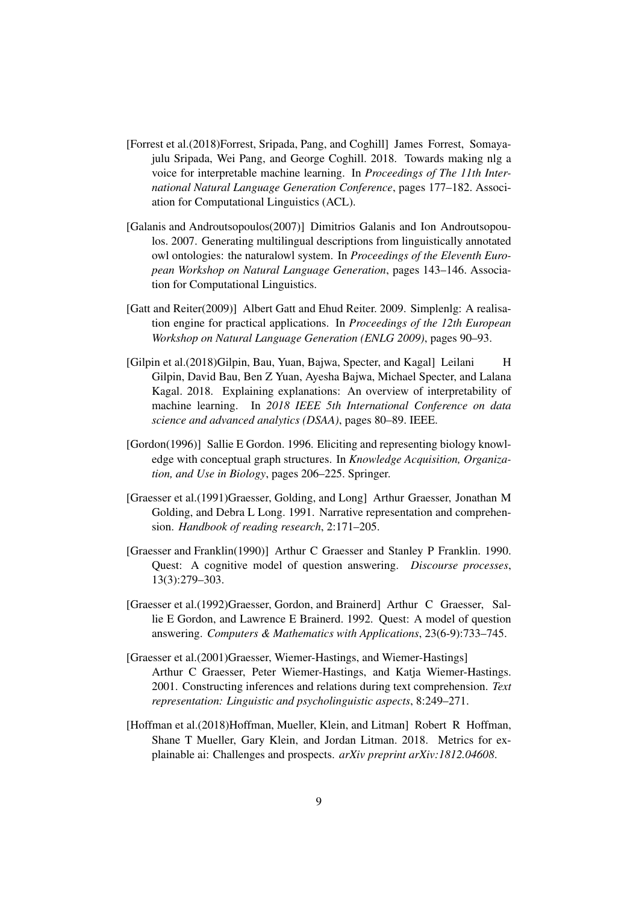[Forrest et al.(2018)Forrest, Sripada, Pang, and Coghill] James Forrest, Somayajulu Sripada, Wei Pang, and George Coghill. 2018. Towards making nlg a voice for interpretable machine learning. In *Proceedings of The 11th International Natural Language Generation Conference*, pages 177–182. Association for Computational Linguistics (ACL).

[Galanis and Androutsopoulos(2007)] Dimitrios Galanis and Ion Androutsopoulos. 2007. Generating multilingual descriptions from linguistically annotated owl ontologies: the naturalowl system. In *Proceedings of the Eleventh European Workshop on Natural Language Generation*, pages 143–146. Association for Computational Linguistics.

[Gatt and Reiter(2009)] Albert Gatt and Ehud Reiter. 2009. Simplenlg: A realisation engine for practical applications. In *Proceedings of the 12th European Workshop on Natural Language Generation (ENLG 2009)*, pages 90–93.

[Gilpin et al.(2018)Gilpin, Bau, Yuan, Bajwa, Specter, and Kagal] Leilani H Gilpin, David Bau, Ben Z Yuan, Ayesha Bajwa, Michael Specter, and Lalana Kagal. 2018. Explaining explanations: An overview of interpretability of machine learning. In *2018 IEEE 5th International Conference on data science and advanced analytics (DSAA)*, pages 80–89. IEEE.

[Gordon(1996)] Sallie E Gordon. 1996. Eliciting and representing biology knowledge with conceptual graph structures. In *Knowledge Acquisition, Organization, and Use in Biology*, pages 206–225. Springer.

[Graesser et al.(1991)Graesser, Golding, and Long] Arthur Graesser, Jonathan M Golding, and Debra L Long. 1991. Narrative representation and comprehension. *Handbook of reading research*, 2:171–205.

[Graesser and Franklin(1990)] Arthur C Graesser and Stanley P Franklin. 1990. Quest: A cognitive model of question answering. *Discourse processes*, 13(3):279–303.

[Graesser et al.(1992)Graesser, Gordon, and Brainerd] Arthur C Graesser, Sallie E Gordon, and Lawrence E Brainerd. 1992. Quest: A model of question answering. *Computers & Mathematics with Applications*, 23(6-9):733–745.

[Graesser et al.(2001)Graesser, Wiemer-Hastings, and Wiemer-Hastings] Arthur C Graesser, Peter Wiemer-Hastings, and Katja Wiemer-Hastings. 2001. Constructing inferences and relations during text comprehension. *Text representation: Linguistic and psycholinguistic aspects*, 8:249–271.

[Hoffman et al.(2018)Hoffman, Mueller, Klein, and Litman] Robert R Hoffman, Shane T Mueller, Gary Klein, and Jordan Litman. 2018. Metrics for explainable ai: Challenges and prospects. *arXiv preprint arXiv:1812.04608*.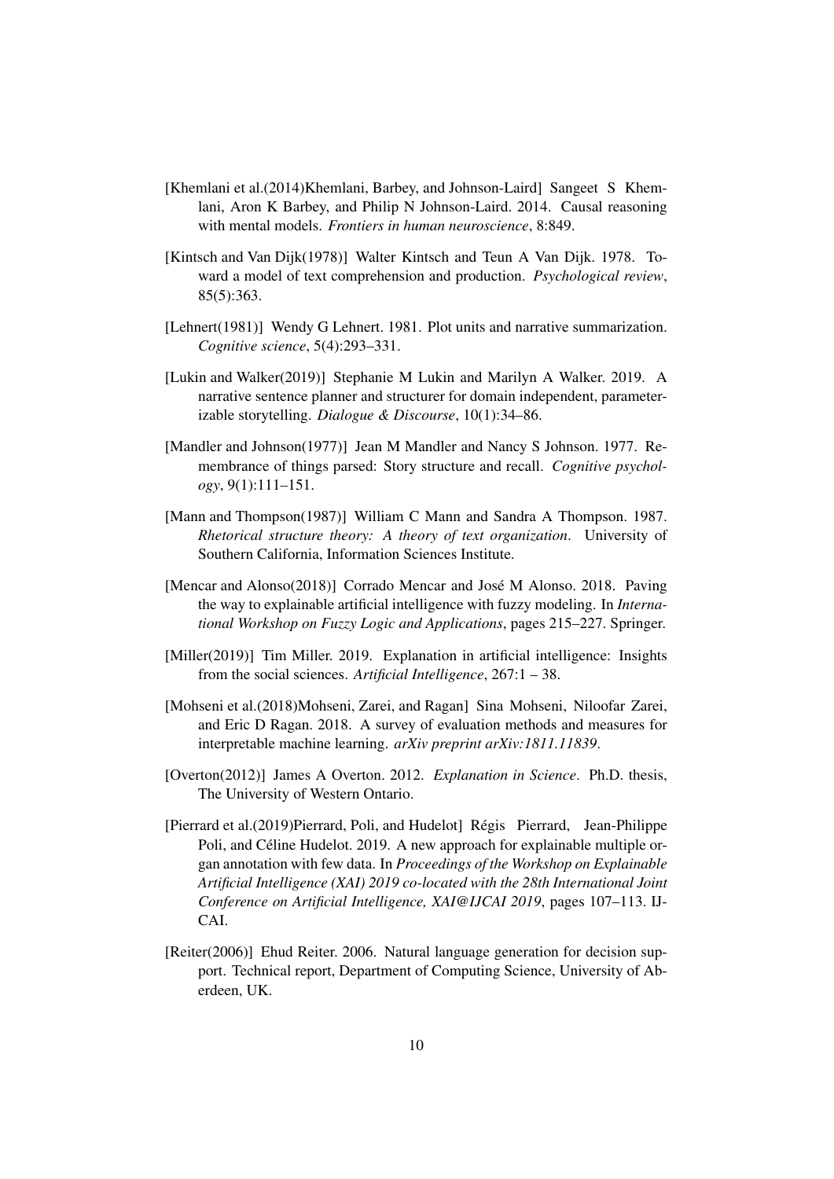[Khemlani et al.(2014)Khemlani, Barbey, and Johnson-Laird] Sangeet S Khemlani, Aron K Barbey, and Philip N Johnson-Laird. 2014. Causal reasoning with mental models. *Frontiers in human neuroscience*, 8:849.

[Kintsch and Van Dijk(1978)] Walter Kintsch and Teun A Van Dijk. 1978. Toward a model of text comprehension and production. *Psychological review*, 85(5):363.

[Lehnert(1981)] Wendy G Lehnert. 1981. Plot units and narrative summarization. *Cognitive science*, 5(4):293–331.

[Lukin and Walker(2019)] Stephanie M Lukin and Marilyn A Walker. 2019. A narrative sentence planner and structurer for domain independent, parameterizable storytelling. *Dialogue & Discourse*, 10(1):34–86.

[Mandler and Johnson(1977)] Jean M Mandler and Nancy S Johnson. 1977. Remembrance of things parsed: Story structure and recall. *Cognitive psychology*, 9(1):111–151.

[Mann and Thompson(1987)] William C Mann and Sandra A Thompson. 1987. *Rhetorical structure theory: A theory of text organization*. University of Southern California, Information Sciences Institute.

[Mencar and Alonso(2018)] Corrado Mencar and José M Alonso. 2018. Paving the way to explainable artificial intelligence with fuzzy modeling. In *International Workshop on Fuzzy Logic and Applications*, pages 215–227. Springer.

[Miller(2019)] Tim Miller. 2019. Explanation in artificial intelligence: Insights from the social sciences. *Artificial Intelligence*, 267:1 – 38.

[Mohseni et al.(2018)Mohseni, Zarei, and Ragan] Sina Mohseni, Niloofar Zarei, and Eric D Ragan. 2018. A survey of evaluation methods and measures for interpretable machine learning. *arXiv preprint arXiv:1811.11839*.

[Overton(2012)] James A Overton. 2012. *Explanation in Science*. Ph.D. thesis, The University of Western Ontario.

[Pierrard et al.(2019)Pierrard, Poli, and Hudelot] Régis Pierrard, Jean-Philippe Poli, and Céline Hudelot. 2019. A new approach for explainable multiple organ annotation with few data. In *Proceedings of the Workshop on Explainable Artificial Intelligence (XAI) 2019 co-located with the 28th International Joint Conference on Artificial Intelligence, XAI@IJCAI 2019*, pages 107–113. IJCAI.

[Reiter(2006)] Ehud Reiter. 2006. Natural language generation for decision support. Technical report, Department of Computing Science, University of Aberdeen, UK.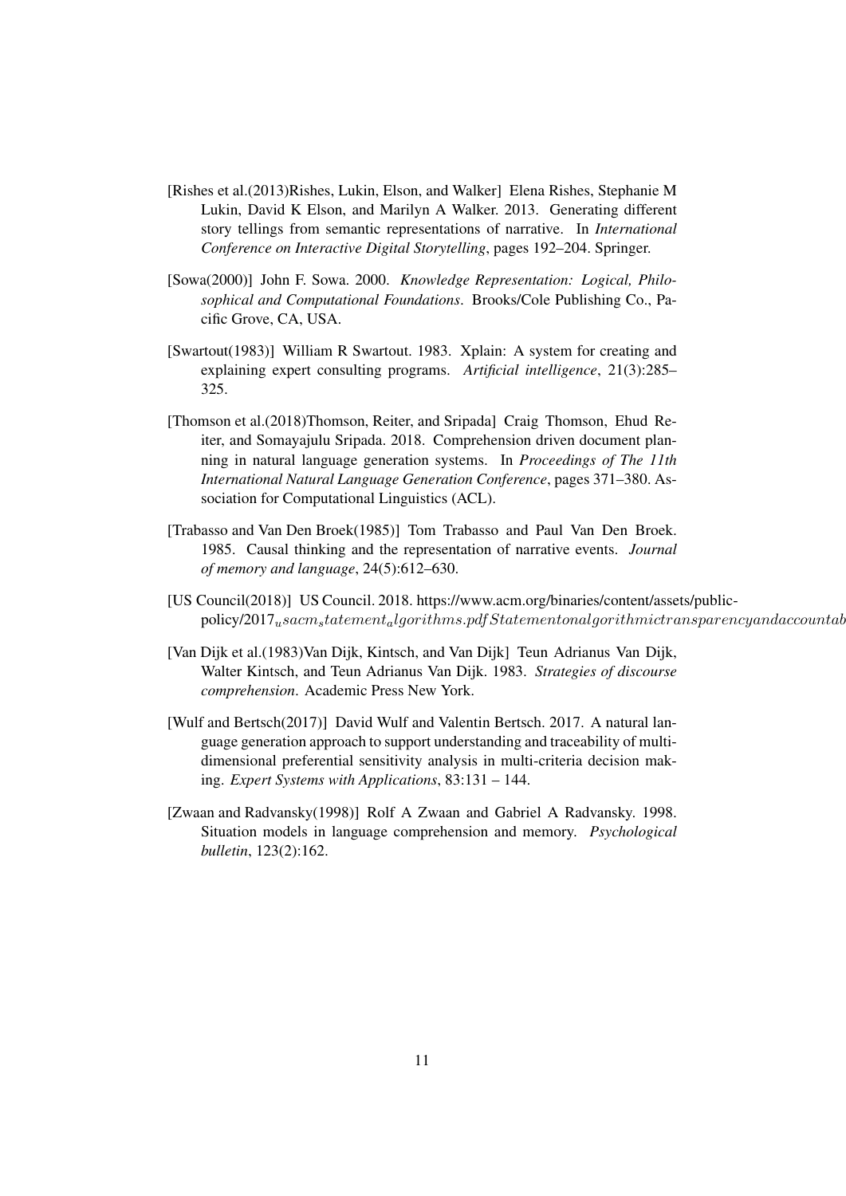[Rishes et al.(2013)Rishes, Lukin, Elson, and Walker] Elena Rishes, Stephanie M Lukin, David K Elson, and Marilyn A Walker. 2013. Generating different story tellings from semantic representations of narrative. In *International Conference on Interactive Digital Storytelling*, pages 192–204. Springer.

[Sowa(2000)] John F. Sowa. 2000. *Knowledge Representation: Logical, Philosophical and Computational Foundations*. Brooks/Cole Publishing Co., Pacific Grove, CA, USA.

[Swartout(1983)] William R Swartout. 1983. Xplain: A system for creating and explaining expert consulting programs. *Artificial intelligence*, 21(3):285–325.

[Thomson et al.(2018)Thomson, Reiter, and Sripada] Craig Thomson, Ehud Reiter, and Somayajulu Sripada. 2018. Comprehension driven document planning in natural language generation systems. In *Proceedings of The 11th International Natural Language Generation Conference*, pages 371–380. Association for Computational Linguistics (ACL).

[Trabasso and Van Den Broek(1985)] Tom Trabasso and Paul Van Den Broek. 1985. Causal thinking and the representation of narrative events. *Journal of memory and language*, 24(5):612–630.

[US Council(2018)] US Council. 2018. https://www.acm.org/binaries/content/assets/public-policy/2017$_usacm_statement_algorithms.pdf Statementonalgorithmictransparencyandaccountab$

[Van Dijk et al.(1983)Van Dijk, Kintsch, and Van Dijk] Teun Adrianus Van Dijk, Walter Kintsch, and Teun Adrianus Van Dijk. 1983. *Strategies of discourse comprehension*. Academic Press New York.

[Wulf and Bertsch(2017)] David Wulf and Valentin Bertsch. 2017. A natural language generation approach to support understanding and traceability of multi-dimensional preferential sensitivity analysis in multi-criteria decision making. *Expert Systems with Applications*, 83:131 – 144.

[Zwaan and Radvansky(1998)] Rolf A Zwaan and Gabriel A Radvansky. 1998. Situation models in language comprehension and memory. *Psychological bulletin*, 123(2):162.